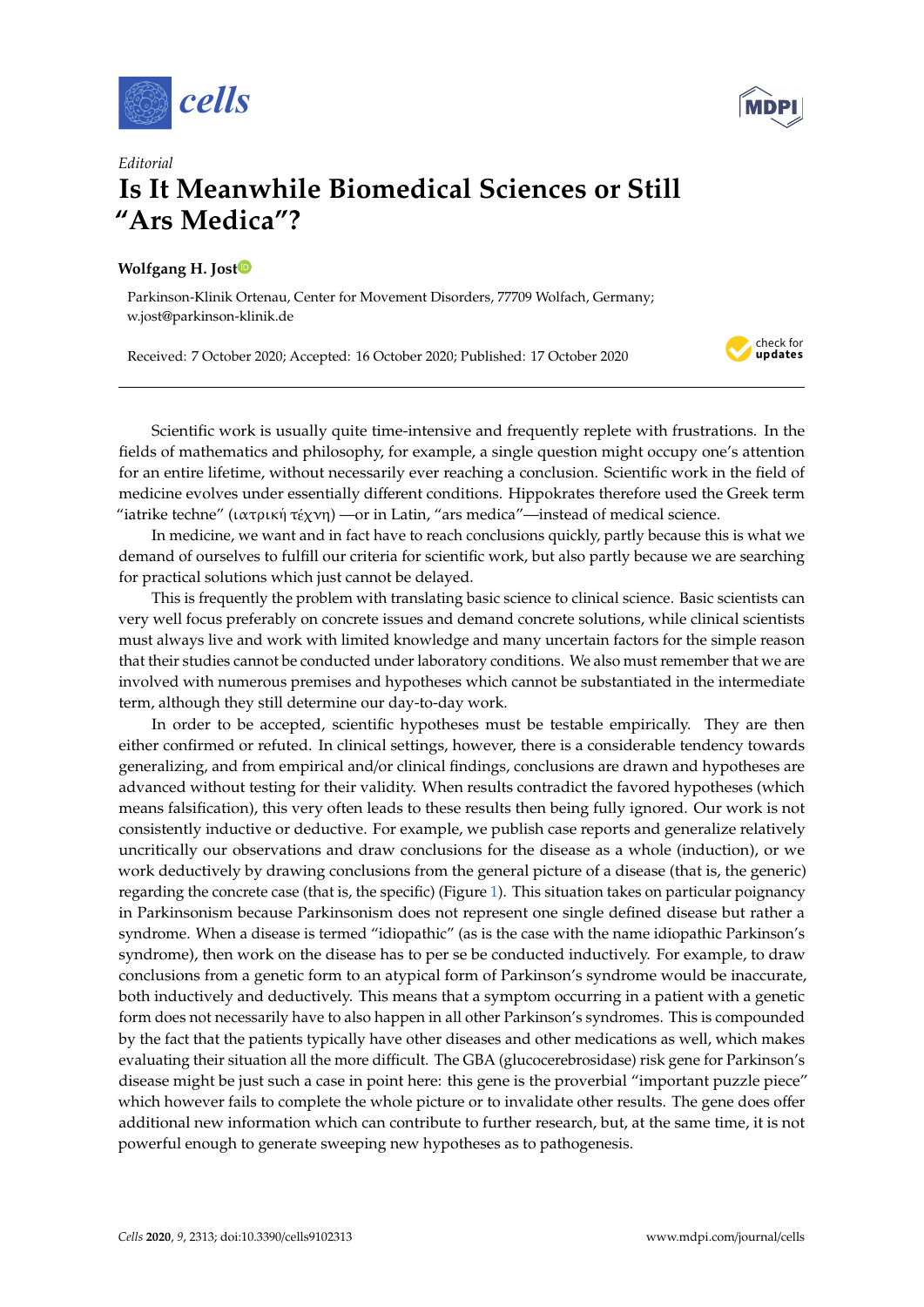*Editorial*

# Is It Meanwhile Biomedical Sciences or Still "Ars Medica"?

**Wolfgang H. Jost**

Parkinson-Klinik Ortenau, Center for Movement Disorders, 77709 Wolfach, Germany; w.jost@parkinson-klinik.de

Received: 7 October 2020; Accepted: 16 October 2020; Published: 17 October 2020

Scientific work is usually quite time-intensive and frequently replete with frustrations. In the fields of mathematics and philosophy, for example, a single question might occupy one's attention for an entire lifetime, without necessarily ever reaching a conclusion. Scientific work in the field of medicine evolves under essentially different conditions. Hippokrates therefore used the Greek term "iatrike techne" (ιατρική τέχνη) —or in Latin, "ars medica"—instead of medical science.

In medicine, we want and in fact have to reach conclusions quickly, partly because this is what we demand of ourselves to fulfill our criteria for scientific work, but also partly because we are searching for practical solutions which just cannot be delayed.

This is frequently the problem with translating basic science to clinical science. Basic scientists can very well focus preferably on concrete issues and demand concrete solutions, while clinical scientists must always live and work with limited knowledge and many uncertain factors for the simple reason that their studies cannot be conducted under laboratory conditions. We also must remember that we are involved with numerous premises and hypotheses which cannot be substantiated in the intermediate term, although they still determine our day-to-day work.

In order to be accepted, scientific hypotheses must be testable empirically. They are then either confirmed or refuted. In clinical settings, however, there is a considerable tendency towards generalizing, and from empirical and/or clinical findings, conclusions are drawn and hypotheses are advanced without testing for their validity. When results contradict the favored hypotheses (which means falsification), this very often leads to these results then being fully ignored. Our work is not consistently inductive or deductive. For example, we publish case reports and generalize relatively uncritically our observations and draw conclusions for the disease as a whole (induction), or we work deductively by drawing conclusions from the general picture of a disease (that is, the generic) regarding the concrete case (that is, the specific) (Figure 1). This situation takes on particular poignancy in Parkinsonism because Parkinsonism does not represent one single defined disease but rather a syndrome. When a disease is termed "idiopathic" (as is the case with the name idiopathic Parkinson's syndrome), then work on the disease has to per se be conducted inductively. For example, to draw conclusions from a genetic form to an atypical form of Parkinson's syndrome would be inaccurate, both inductively and deductively. This means that a symptom occurring in a patient with a genetic form does not necessarily have to also happen in all other Parkinson's syndromes. This is compounded by the fact that the patients typically have other diseases and other medications as well, which makes evaluating their situation all the more difficult. The GBA (glucocerebrosidase) risk gene for Parkinson's disease might be just such a case in point here: this gene is the proverbial "important puzzle piece" which however fails to complete the whole picture or to invalidate other results. The gene does offer additional new information which can contribute to further research, but, at the same time, it is not powerful enough to generate sweeping new hypotheses as to pathogenesis.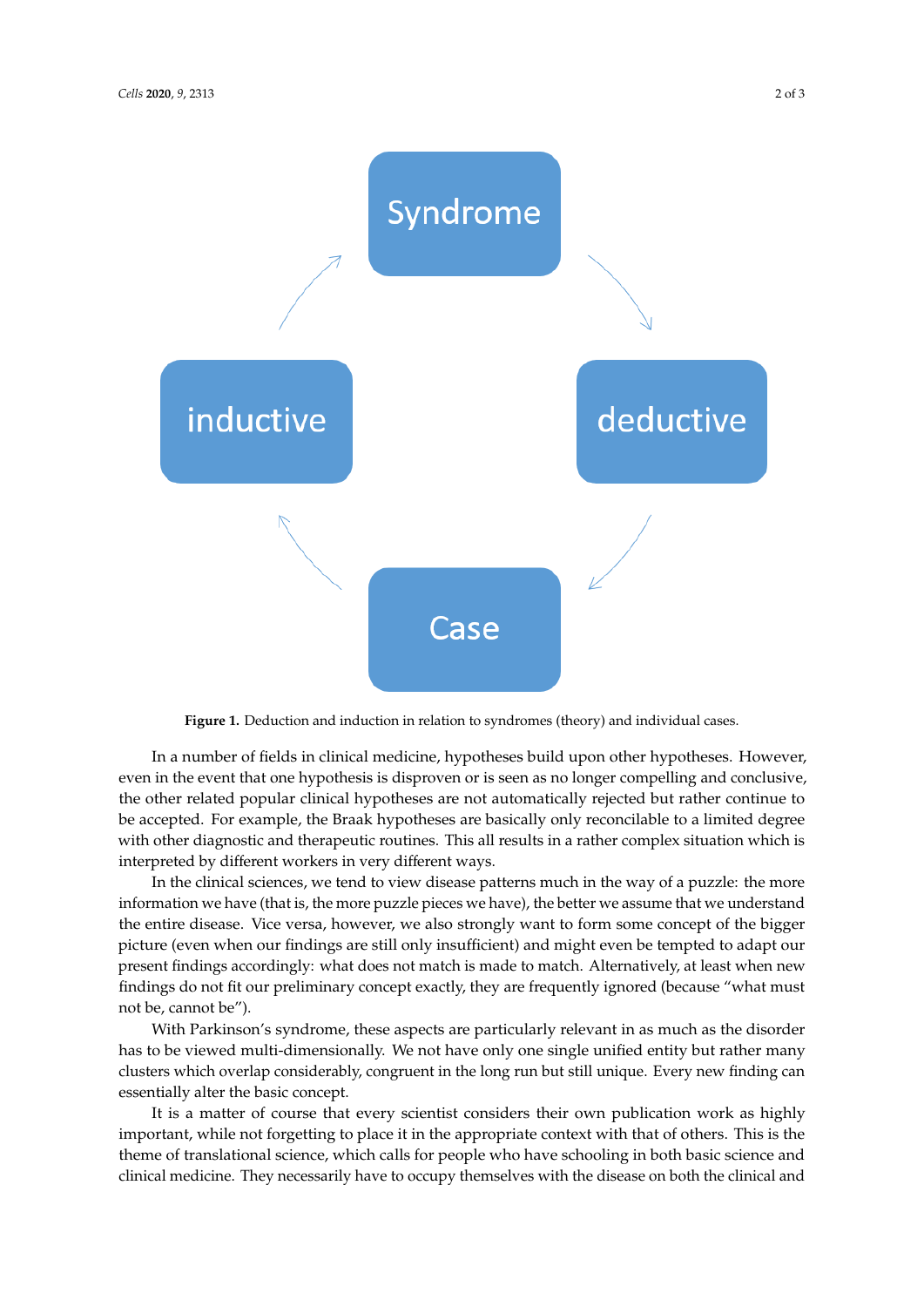Syndrome

inductive

deductive

Case

**Figure 1.** Deduction and induction in relation to syndromes (theory) and individual cases.

In a number of fields in clinical medicine, hypotheses build upon other hypotheses. However, even in the event that one hypothesis is disproven or is seen as no longer compelling and conclusive, the other related popular clinical hypotheses are not automatically rejected but rather continue to be accepted. For example, the Braak hypotheses are basically only reconcilable to a limited degree with other diagnostic and therapeutic routines. This all results in a rather complex situation which is interpreted by different workers in very different ways.

In the clinical sciences, we tend to view disease patterns much in the way of a puzzle: the more information we have (that is, the more puzzle pieces we have), the better we assume that we understand the entire disease. Vice versa, however, we also strongly want to form some concept of the bigger picture (even when our findings are still only insufficient) and might even be tempted to adapt our present findings accordingly: what does not match is made to match. Alternatively, at least when new findings do not fit our preliminary concept exactly, they are frequently ignored (because "what must not be, cannot be").

With Parkinson's syndrome, these aspects are particularly relevant in as much as the disorder has to be viewed multi-dimensionally. We not have only one single unified entity but rather many clusters which overlap considerably, congruent in the long run but still unique. Every new finding can essentially alter the basic concept.

It is a matter of course that every scientist considers their own publication work as highly important, while not forgetting to place it in the appropriate context with that of others. This is the theme of translational science, which calls for people who have schooling in both basic science and clinical medicine. They necessarily have to occupy themselves with the disease on both the clinical and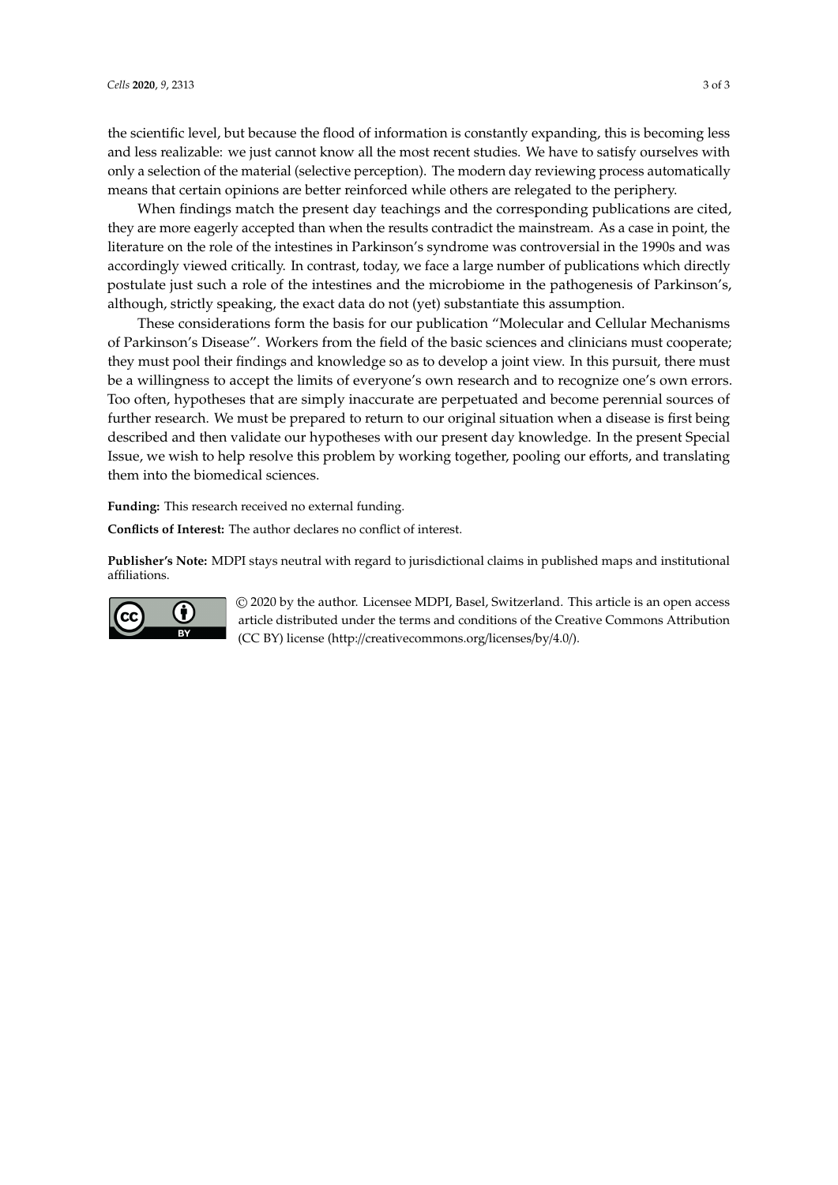the scientific level, but because the flood of information is constantly expanding, this is becoming less and less realizable: we just cannot know all the most recent studies. We have to satisfy ourselves with only a selection of the material (selective perception). The modern day reviewing process automatically means that certain opinions are better reinforced while others are relegated to the periphery.

When findings match the present day teachings and the corresponding publications are cited, they are more eagerly accepted than when the results contradict the mainstream. As a case in point, the literature on the role of the intestines in Parkinson's syndrome was controversial in the 1990s and was accordingly viewed critically. In contrast, today, we face a large number of publications which directly postulate just such a role of the intestines and the microbiome in the pathogenesis of Parkinson's, although, strictly speaking, the exact data do not (yet) substantiate this assumption.

These considerations form the basis for our publication "Molecular and Cellular Mechanisms of Parkinson's Disease". Workers from the field of the basic sciences and clinicians must cooperate; they must pool their findings and knowledge so as to develop a joint view. In this pursuit, there must be a willingness to accept the limits of everyone's own research and to recognize one's own errors. Too often, hypotheses that are simply inaccurate are perpetuated and become perennial sources of further research. We must be prepared to return to our original situation when a disease is first being described and then validate our hypotheses with our present day knowledge. In the present Special Issue, we wish to help resolve this problem by working together, pooling our efforts, and translating them into the biomedical sciences.

**Funding:** This research received no external funding.

**Conflicts of Interest:** The author declares no conflict of interest.

**Publisher's Note:** MDPI stays neutral with regard to jurisdictional claims in published maps and institutional affiliations.

© 2020 by the author. Licensee MDPI, Basel, Switzerland. This article is an open access article distributed under the terms and conditions of the Creative Commons Attribution (CC BY) license (http://creativecommons.org/licenses/by/4.0/).